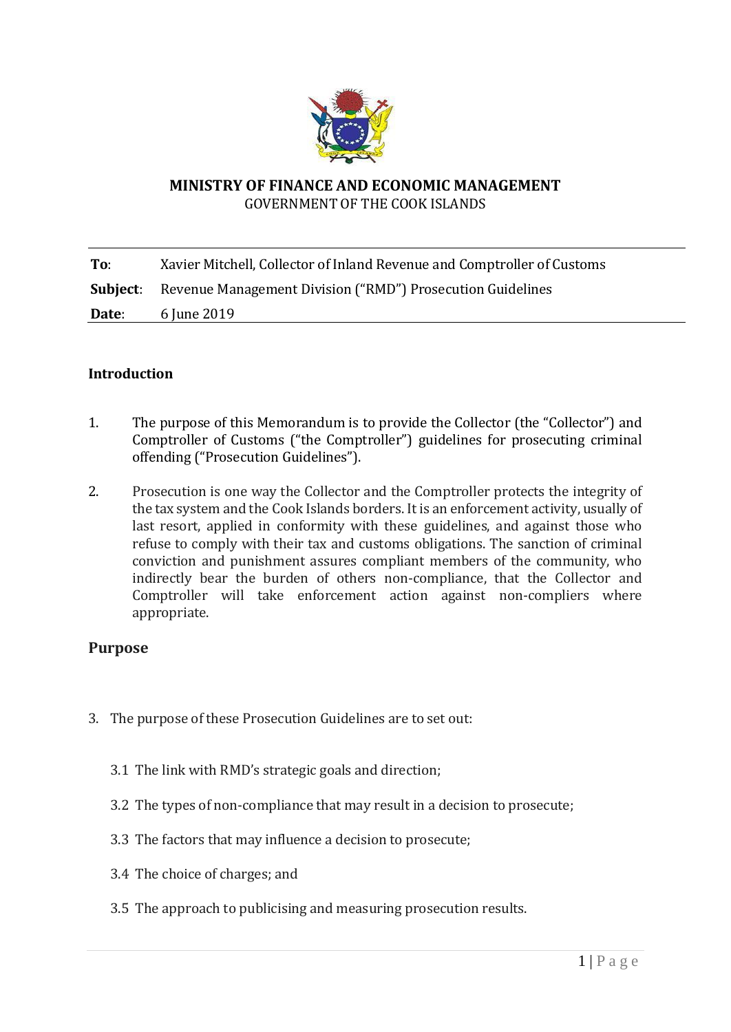**MINISTRY OF FINANCE AND ECONOMIC MANAGEMENT**
GOVERNMENT OF THE COOK ISLANDS

| | |
|---|---|
| **To**: | Xavier Mitchell, Collector of Inland Revenue and Comptroller of Customs |
| **Subject**: | Revenue Management Division ("RMD") Prosecution Guidelines |
| **Date**: | 6 June 2019 |

### Introduction

1. The purpose of this Memorandum is to provide the Collector (the "Collector") and Comptroller of Customs ("the Comptroller") guidelines for prosecuting criminal offending ("Prosecution Guidelines").

2. Prosecution is one way the Collector and the Comptroller protects the integrity of the tax system and the Cook Islands borders. It is an enforcement activity, usually of last resort, applied in conformity with these guidelines, and against those who refuse to comply with their tax and customs obligations. The sanction of criminal conviction and punishment assures compliant members of the community, who indirectly bear the burden of others non-compliance, that the Collector and Comptroller will take enforcement action against non-compliers where appropriate.

## Purpose

3. The purpose of these Prosecution Guidelines are to set out:

   3.1 The link with RMD's strategic goals and direction;

   3.2 The types of non-compliance that may result in a decision to prosecute;

   3.3 The factors that may influence a decision to prosecute;

   3.4 The choice of charges; and

   3.5 The approach to publicising and measuring prosecution results.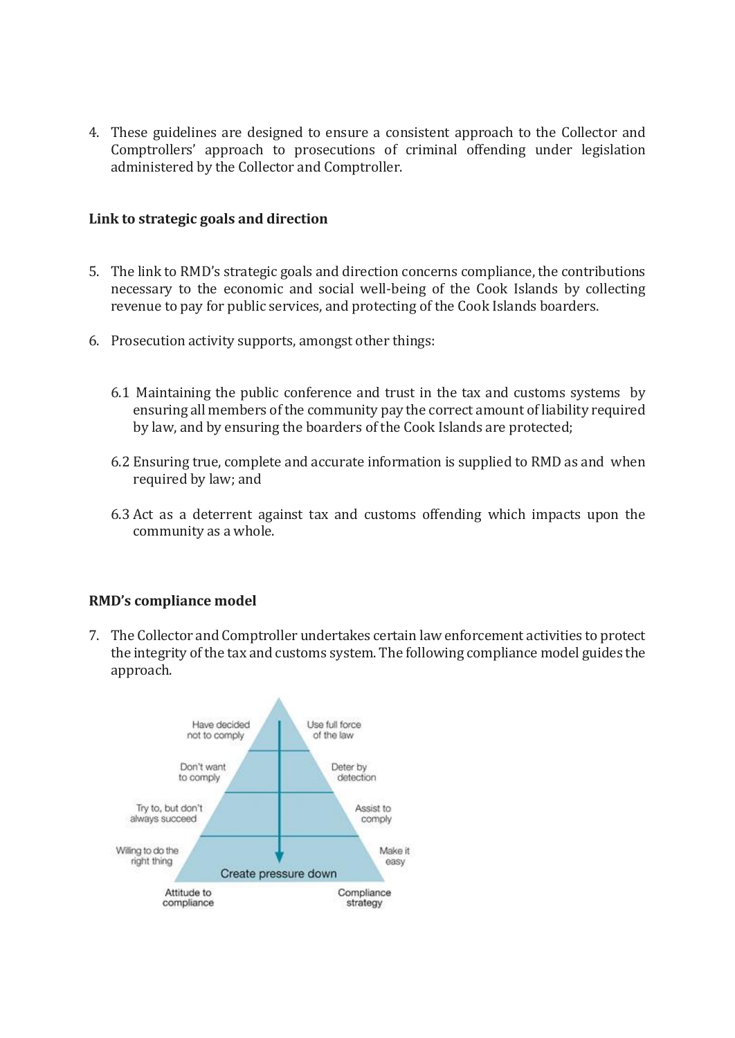4. These guidelines are designed to ensure a consistent approach to the Collector and Comptrollers' approach to prosecutions of criminal offending under legislation administered by the Collector and Comptroller.

**Link to strategic goals and direction**

5. The link to RMD's strategic goals and direction concerns compliance, the contributions necessary to the economic and social well-being of the Cook Islands by collecting revenue to pay for public services, and protecting of the Cook Islands boarders.

6. Prosecution activity supports, amongst other things:

   6.1 Maintaining the public conference and trust in the tax and customs systems by ensuring all members of the community pay the correct amount of liability required by law, and by ensuring the boarders of the Cook Islands are protected;

   6.2 Ensuring true, complete and accurate information is supplied to RMD as and when required by law; and

   6.3 Act as a deterrent against tax and customs offending which impacts upon the community as a whole.

**RMD's compliance model**

7. The Collector and Comptroller undertakes certain law enforcement activities to protect the integrity of the tax and customs system. The following compliance model guides the approach.

| Attitude to compliance | Compliance strategy |
| --- | --- |
| Have decided not to comply | Use full force of the law |
| Don't want to comply | Deter by detection |
| Try to, but don't always succeed | Assist to comply |
| Willing to do the right thing | Make it easy |

Create pressure down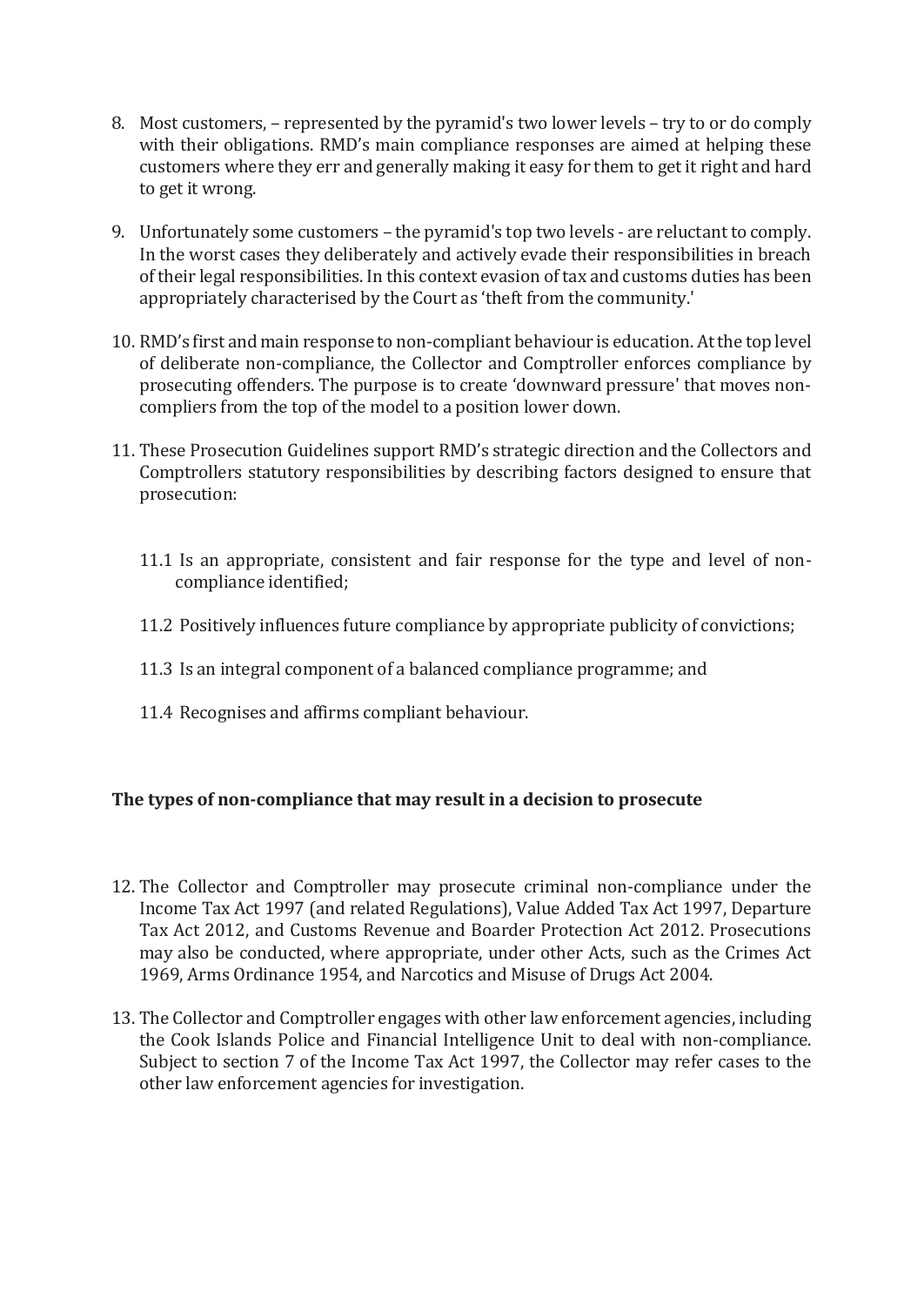8. Most customers, – represented by the pyramid's two lower levels – try to or do comply with their obligations. RMD's main compliance responses are aimed at helping these customers where they err and generally making it easy for them to get it right and hard to get it wrong.

9. Unfortunately some customers – the pyramid's top two levels - are reluctant to comply. In the worst cases they deliberately and actively evade their responsibilities in breach of their legal responsibilities. In this context evasion of tax and customs duties has been appropriately characterised by the Court as 'theft from the community.'

10. RMD's first and main response to non-compliant behaviour is education. At the top level of deliberate non-compliance, the Collector and Comptroller enforces compliance by prosecuting offenders. The purpose is to create 'downward pressure' that moves non-compliers from the top of the model to a position lower down.

11. These Prosecution Guidelines support RMD's strategic direction and the Collectors and Comptrollers statutory responsibilities by describing factors designed to ensure that prosecution:

    11.1 Is an appropriate, consistent and fair response for the type and level of non-compliance identified;

    11.2 Positively influences future compliance by appropriate publicity of convictions;

    11.3 Is an integral component of a balanced compliance programme; and

    11.4 Recognises and affirms compliant behaviour.

**The types of non-compliance that may result in a decision to prosecute**

12. The Collector and Comptroller may prosecute criminal non-compliance under the Income Tax Act 1997 (and related Regulations), Value Added Tax Act 1997, Departure Tax Act 2012, and Customs Revenue and Boarder Protection Act 2012. Prosecutions may also be conducted, where appropriate, under other Acts, such as the Crimes Act 1969, Arms Ordinance 1954, and Narcotics and Misuse of Drugs Act 2004.

13. The Collector and Comptroller engages with other law enforcement agencies, including the Cook Islands Police and Financial Intelligence Unit to deal with non-compliance. Subject to section 7 of the Income Tax Act 1997, the Collector may refer cases to the other law enforcement agencies for investigation.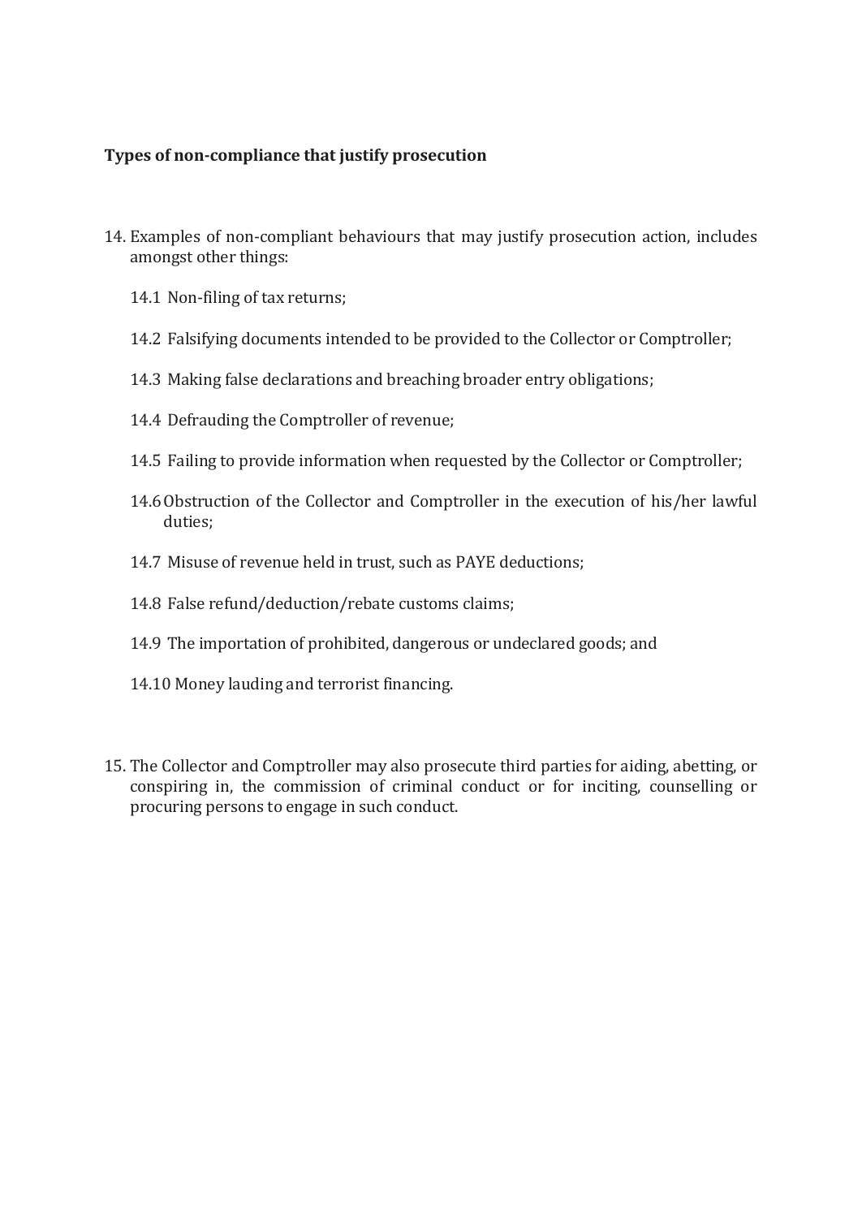**Types of non-compliance that justify prosecution**

14. Examples of non-compliant behaviours that may justify prosecution action, includes amongst other things:

    14.1 Non-filing of tax returns;

    14.2 Falsifying documents intended to be provided to the Collector or Comptroller;

    14.3 Making false declarations and breaching broader entry obligations;

    14.4 Defrauding the Comptroller of revenue;

    14.5 Failing to provide information when requested by the Collector or Comptroller;

    14.6 Obstruction of the Collector and Comptroller in the execution of his/her lawful duties;

    14.7 Misuse of revenue held in trust, such as PAYE deductions;

    14.8 False refund/deduction/rebate customs claims;

    14.9 The importation of prohibited, dangerous or undeclared goods; and

    14.10 Money lauding and terrorist financing.

15. The Collector and Comptroller may also prosecute third parties for aiding, abetting, or conspiring in, the commission of criminal conduct or for inciting, counselling or procuring persons to engage in such conduct.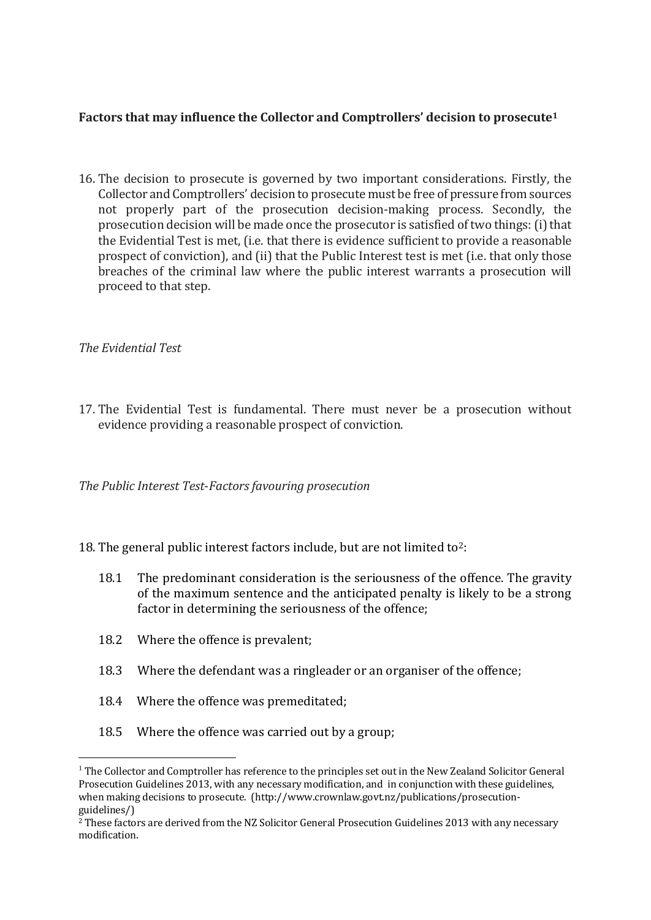**Factors that may influence the Collector and Comptrollers' decision to prosecute[1]**

16. The decision to prosecute is governed by two important considerations. Firstly, the Collector and Comptrollers' decision to prosecute must be free of pressure from sources not properly part of the prosecution decision-making process. Secondly, the prosecution decision will be made once the prosecutor is satisfied of two things: (i) that the Evidential Test is met, (i.e. that there is evidence sufficient to provide a reasonable prospect of conviction), and (ii) that the Public Interest test is met (i.e. that only those breaches of the criminal law where the public interest warrants a prosecution will proceed to that step.

*The Evidential Test*

17. The Evidential Test is fundamental. There must never be a prosecution without evidence providing a reasonable prospect of conviction.

*The Public Interest Test-Factors favouring prosecution*

18. The general public interest factors include, but are not limited to[2]:

    18.1 The predominant consideration is the seriousness of the offence. The gravity of the maximum sentence and the anticipated penalty is likely to be a strong factor in determining the seriousness of the offence;

    18.2 Where the offence is prevalent;

    18.3 Where the defendant was a ringleader or an organiser of the offence;

    18.4 Where the offence was premeditated;

    18.5 Where the offence was carried out by a group;

---

[1] The Collector and Comptroller has reference to the principles set out in the New Zealand Solicitor General Prosecution Guidelines 2013, with any necessary modification, and in conjunction with these guidelines, when making decisions to prosecute. (http://www.crownlaw.govt.nz/publications/prosecution-guidelines/)

[2] These factors are derived from the NZ Solicitor General Prosecution Guidelines 2013 with any necessary modification.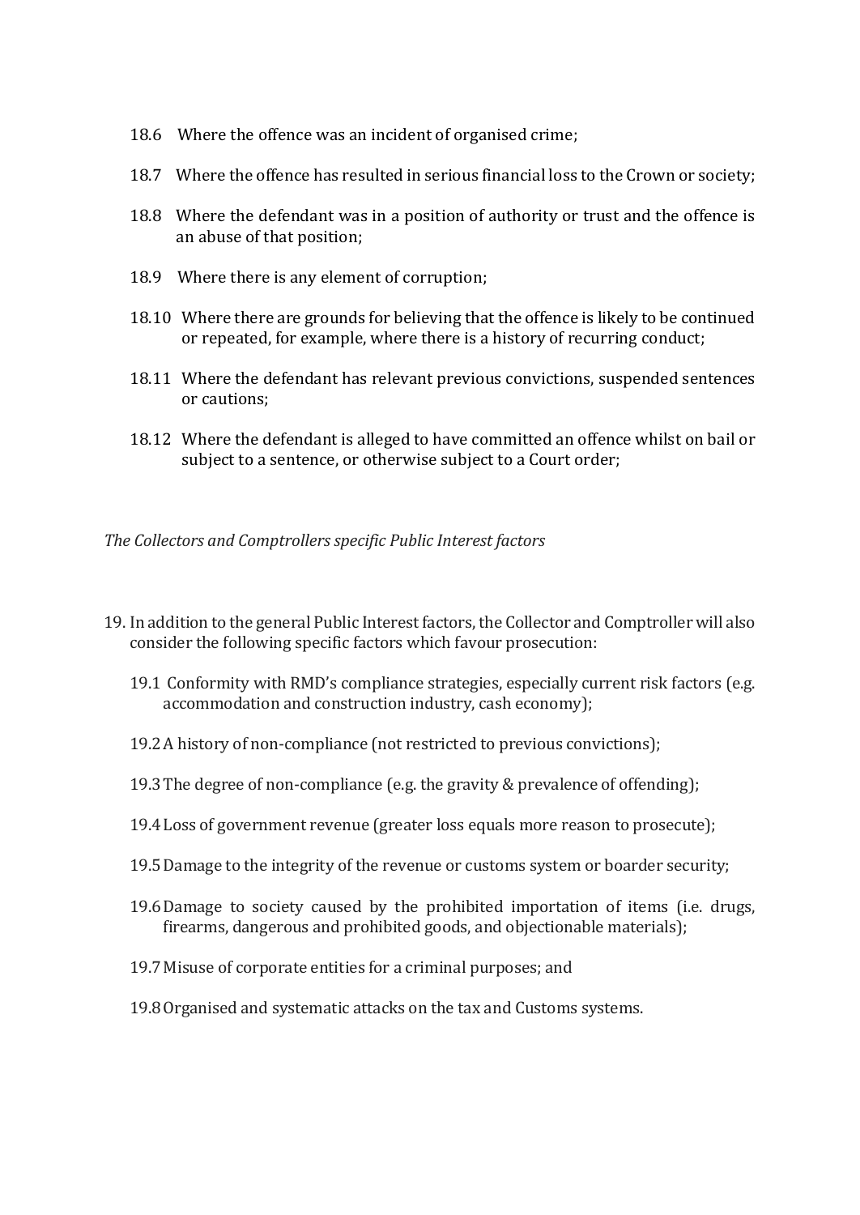18.6 Where the offence was an incident of organised crime;

18.7 Where the offence has resulted in serious financial loss to the Crown or society;

18.8 Where the defendant was in a position of authority or trust and the offence is an abuse of that position;

18.9 Where there is any element of corruption;

18.10 Where there are grounds for believing that the offence is likely to be continued or repeated, for example, where there is a history of recurring conduct;

18.11 Where the defendant has relevant previous convictions, suspended sentences or cautions;

18.12 Where the defendant is alleged to have committed an offence whilst on bail or subject to a sentence, or otherwise subject to a Court order;

*The Collectors and Comptrollers specific Public Interest factors*

19. In addition to the general Public Interest factors, the Collector and Comptroller will also consider the following specific factors which favour prosecution:

    19.1 Conformity with RMD's compliance strategies, especially current risk factors (e.g. accommodation and construction industry, cash economy);

    19.2 A history of non-compliance (not restricted to previous convictions);

    19.3 The degree of non-compliance (e.g. the gravity & prevalence of offending);

    19.4 Loss of government revenue (greater loss equals more reason to prosecute);

    19.5 Damage to the integrity of the revenue or customs system or boarder security;

    19.6 Damage to society caused by the prohibited importation of items (i.e. drugs, firearms, dangerous and prohibited goods, and objectionable materials);

    19.7 Misuse of corporate entities for a criminal purposes; and

    19.8 Organised and systematic attacks on the tax and Customs systems.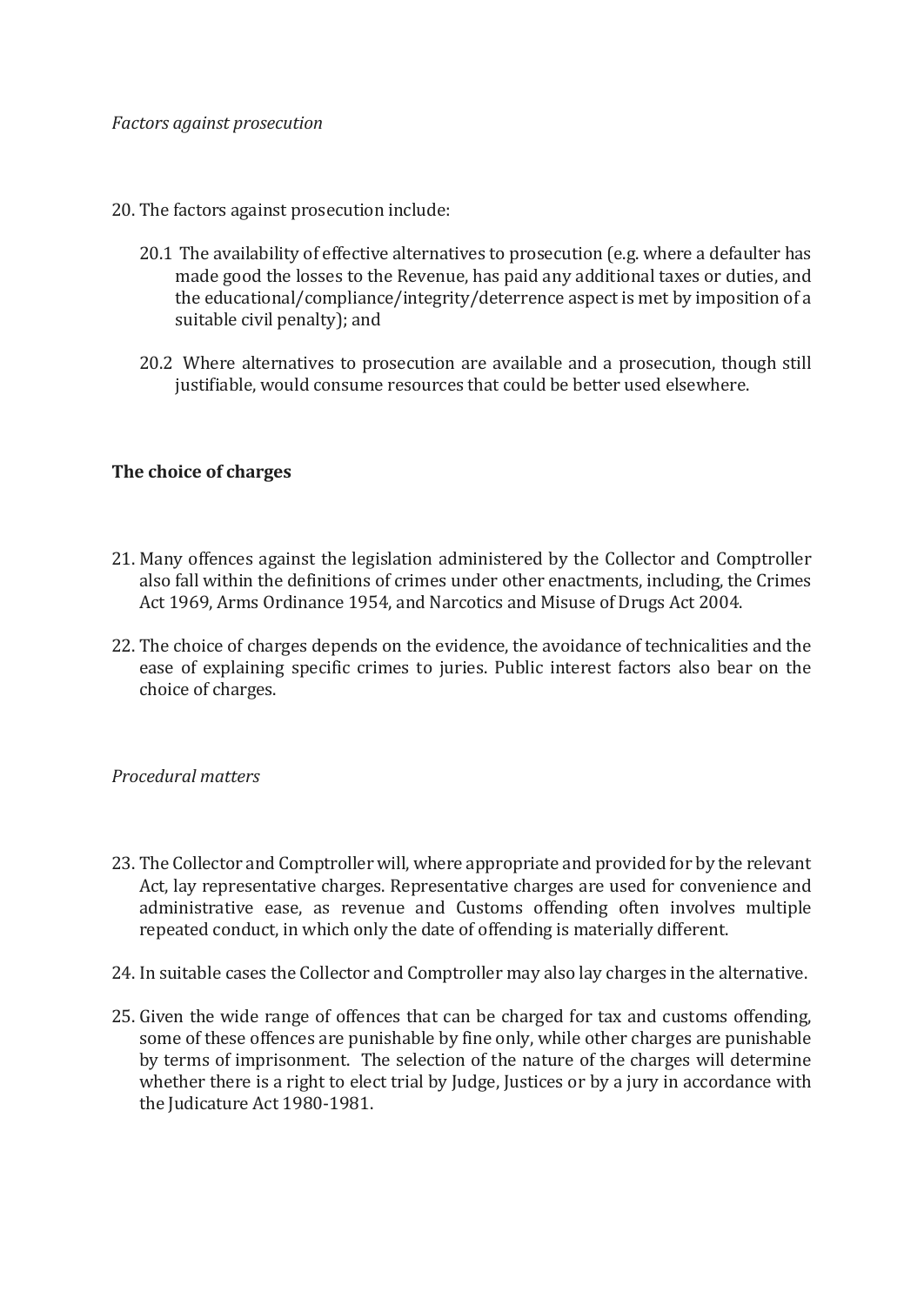*Factors against prosecution*

20. The factors against prosecution include:

    20.1 The availability of effective alternatives to prosecution (e.g. where a defaulter has made good the losses to the Revenue, has paid any additional taxes or duties, and the educational/compliance/integrity/deterrence aspect is met by imposition of a suitable civil penalty); and

    20.2 Where alternatives to prosecution are available and a prosecution, though still justifiable, would consume resources that could be better used elsewhere.

**The choice of charges**

21. Many offences against the legislation administered by the Collector and Comptroller also fall within the definitions of crimes under other enactments, including, the Crimes Act 1969, Arms Ordinance 1954, and Narcotics and Misuse of Drugs Act 2004.

22. The choice of charges depends on the evidence, the avoidance of technicalities and the ease of explaining specific crimes to juries. Public interest factors also bear on the choice of charges.

*Procedural matters*

23. The Collector and Comptroller will, where appropriate and provided for by the relevant Act, lay representative charges. Representative charges are used for convenience and administrative ease, as revenue and Customs offending often involves multiple repeated conduct, in which only the date of offending is materially different.

24. In suitable cases the Collector and Comptroller may also lay charges in the alternative.

25. Given the wide range of offences that can be charged for tax and customs offending, some of these offences are punishable by fine only, while other charges are punishable by terms of imprisonment. The selection of the nature of the charges will determine whether there is a right to elect trial by Judge, Justices or by a jury in accordance with the Judicature Act 1980-1981.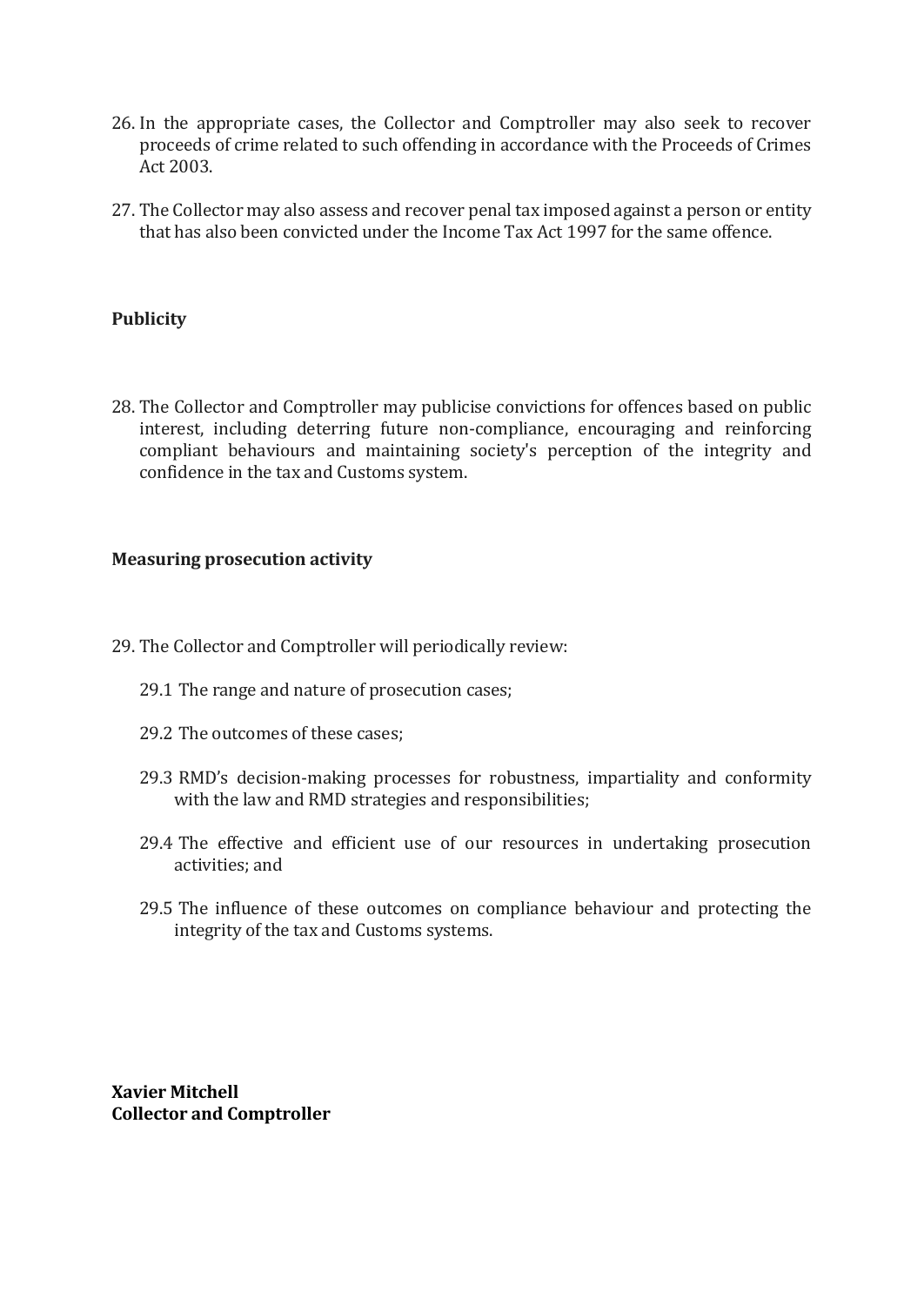26. In the appropriate cases, the Collector and Comptroller may also seek to recover proceeds of crime related to such offending in accordance with the Proceeds of Crimes Act 2003.

27. The Collector may also assess and recover penal tax imposed against a person or entity that has also been convicted under the Income Tax Act 1997 for the same offence.

**Publicity**

28. The Collector and Comptroller may publicise convictions for offences based on public interest, including deterring future non-compliance, encouraging and reinforcing compliant behaviours and maintaining society's perception of the integrity and confidence in the tax and Customs system.

**Measuring prosecution activity**

29. The Collector and Comptroller will periodically review:

    29.1 The range and nature of prosecution cases;

    29.2 The outcomes of these cases;

    29.3 RMD's decision-making processes for robustness, impartiality and conformity with the law and RMD strategies and responsibilities;

    29.4 The effective and efficient use of our resources in undertaking prosecution activities; and

    29.5 The influence of these outcomes on compliance behaviour and protecting the integrity of the tax and Customs systems.

**Xavier Mitchell**
**Collector and Comptroller**